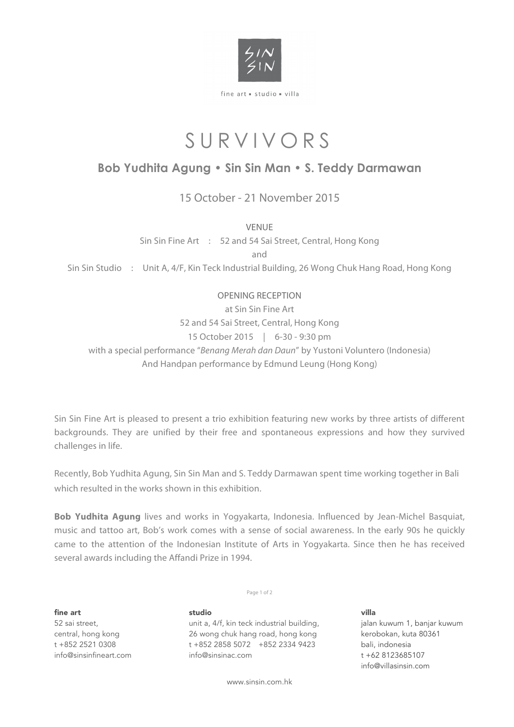SIN SIN

fine art • studio • villa

# SURVIVORS

## Bob Yudhita Agung • Sin Sin Man • S. Teddy Darmawan

15 October - 21 November 2015

VENUE

Sin Sin Fine Art : 52 and 54 Sai Street, Central, Hong Kong

and

Sin Sin Studio : Unit A, 4/F, Kin Teck Industrial Building, 26 Wong Chuk Hang Road, Hong Kong

OPENING RECEPTION

at Sin Sin Fine Art

52 and 54 Sai Street, Central, Hong Kong

15 October 2015 | 6-30 - 9:30 pm

with a special performance "*Benang Merah dan Daun*" by Yustoni Voluntero (Indonesia)

And Handpan performance by Edmund Leung (Hong Kong)

Sin Sin Fine Art is pleased to present a trio exhibition featuring new works by three artists of different backgrounds. They are unified by their free and spontaneous expressions and how they survived challenges in life.

Recently, Bob Yudhita Agung, Sin Sin Man and S. Teddy Darmawan spent time working together in Bali which resulted in the works shown in this exhibition.

**Bob Yudhita Agung** lives and works in Yogyakarta, Indonesia. Influenced by Jean-Michel Basquiat, music and tattoo art, Bob's work comes with a sense of social awareness. In the early 90s he quickly came to the attention of the Indonesian Institute of Arts in Yogyakarta. Since then he has received several awards including the Affandi Prize in 1994.

**fine art**
52 sai street,
central, hong kong
t +852 2521 0308
info@sinsinfineart.com

**studio**
unit a, 4/f, kin teck industrial building,
26 wong chuk hang road, hong kong
t +852 2858 5072 +852 2334 9423
info@sinsinac.com

**villa**
jalan kuwum 1, banjar kuwum
kerobokan, kuta 80361
bali, indonesia
t +62 8123685107
info@villasinsin.com

www.sinsin.com.hk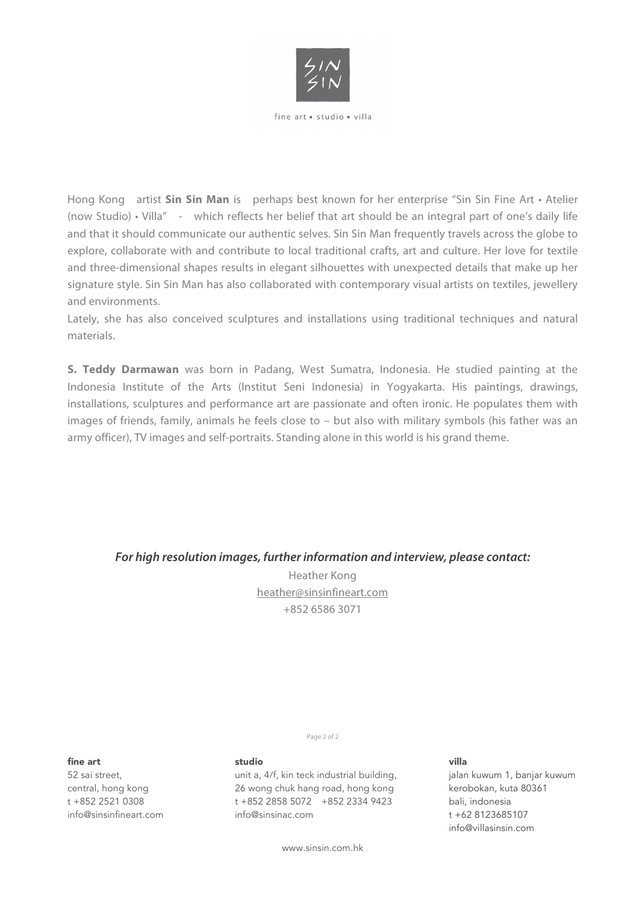fine art • studio • villa

Hong Kong artist **Sin Sin Man** is perhaps best known for her enterprise "Sin Sin Fine Art • Atelier (now Studio) • Villa" - which reflects her belief that art should be an integral part of one's daily life and that it should communicate our authentic selves. Sin Sin Man frequently travels across the globe to explore, collaborate with and contribute to local traditional crafts, art and culture. Her love for textile and three-dimensional shapes results in elegant silhouettes with unexpected details that make up her signature style. Sin Sin Man has also collaborated with contemporary visual artists on textiles, jewellery and environments.

Lately, she has also conceived sculptures and installations using traditional techniques and natural materials.

**S. Teddy Darmawan** was born in Padang, West Sumatra, Indonesia. He studied painting at the Indonesia Institute of the Arts (Institut Seni Indonesia) in Yogyakarta. His paintings, drawings, installations, sculptures and performance art are passionate and often ironic. He populates them with images of friends, family, animals he feels close to – but also with military symbols (his father was an army officer), TV images and self-portraits. Standing alone in this world is his grand theme.

***For high resolution images, further information and interview, please contact:***

Heather Kong
heather@sinsinfineart.com
+852 6586 3071

**fine art**
52 sai street,
central, hong kong
t +852 2521 0308
info@sinsinfineart.com

**studio**
unit a, 4/f, kin teck industrial building,
26 wong chuk hang road, hong kong
t +852 2858 5072 +852 2334 9423
info@sinsinac.com

**villa**
jalan kuwum 1, banjar kuwum
kerobokan, kuta 80361
bali, indonesia
t +62 8123685107
info@villasinsin.com

www.sinsin.com.hk